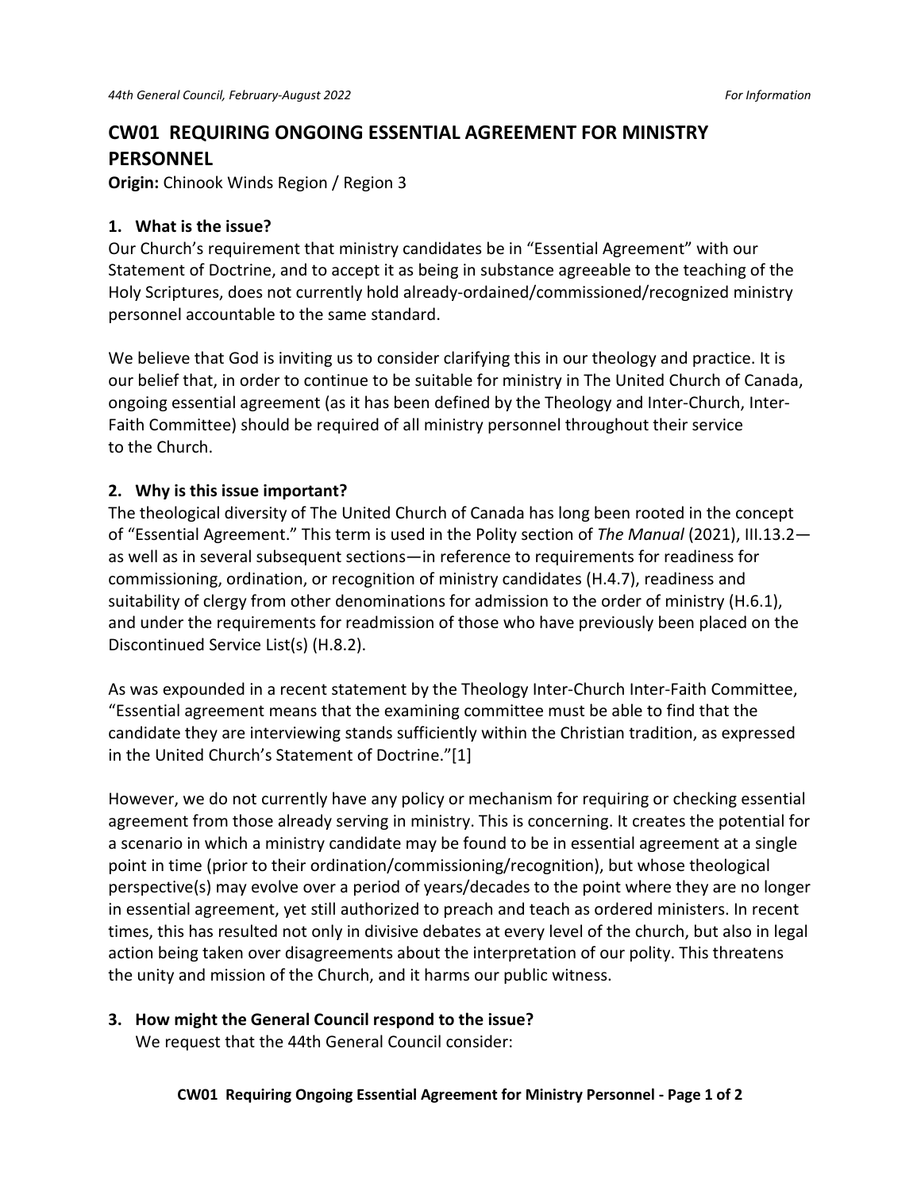# CW01 REQUIRING ONGOING ESSENTIAL AGREEMENT FOR MINISTRY PERSONNEL

**Origin:** Chinook Winds Region / Region 3

## 1. What is the issue?

Our Church's requirement that ministry candidates be in "Essential Agreement" with our Statement of Doctrine, and to accept it as being in substance agreeable to the teaching of the Holy Scriptures, does not currently hold already-ordained/commissioned/recognized ministry personnel accountable to the same standard.

We believe that God is inviting us to consider clarifying this in our theology and practice. It is our belief that, in order to continue to be suitable for ministry in The United Church of Canada, ongoing essential agreement (as it has been defined by the Theology and Inter-Church, Inter-Faith Committee) should be required of all ministry personnel throughout their service to the Church.

## 2. Why is this issue important?

The theological diversity of The United Church of Canada has long been rooted in the concept of "Essential Agreement." This term is used in the Polity section of *The Manual* (2021), III.13.2—as well as in several subsequent sections—in reference to requirements for readiness for commissioning, ordination, or recognition of ministry candidates (H.4.7), readiness and suitability of clergy from other denominations for admission to the order of ministry (H.6.1), and under the requirements for readmission of those who have previously been placed on the Discontinued Service List(s) (H.8.2).

As was expounded in a recent statement by the Theology Inter-Church Inter-Faith Committee, "Essential agreement means that the examining committee must be able to find that the candidate they are interviewing stands sufficiently within the Christian tradition, as expressed in the United Church's Statement of Doctrine."[1]

However, we do not currently have any policy or mechanism for requiring or checking essential agreement from those already serving in ministry. This is concerning. It creates the potential for a scenario in which a ministry candidate may be found to be in essential agreement at a single point in time (prior to their ordination/commissioning/recognition), but whose theological perspective(s) may evolve over a period of years/decades to the point where they are no longer in essential agreement, yet still authorized to preach and teach as ordered ministers. In recent times, this has resulted not only in divisive debates at every level of the church, but also in legal action being taken over disagreements about the interpretation of our polity. This threatens the unity and mission of the Church, and it harms our public witness.

## 3. How might the General Council respond to the issue?

We request that the 44th General Council consider: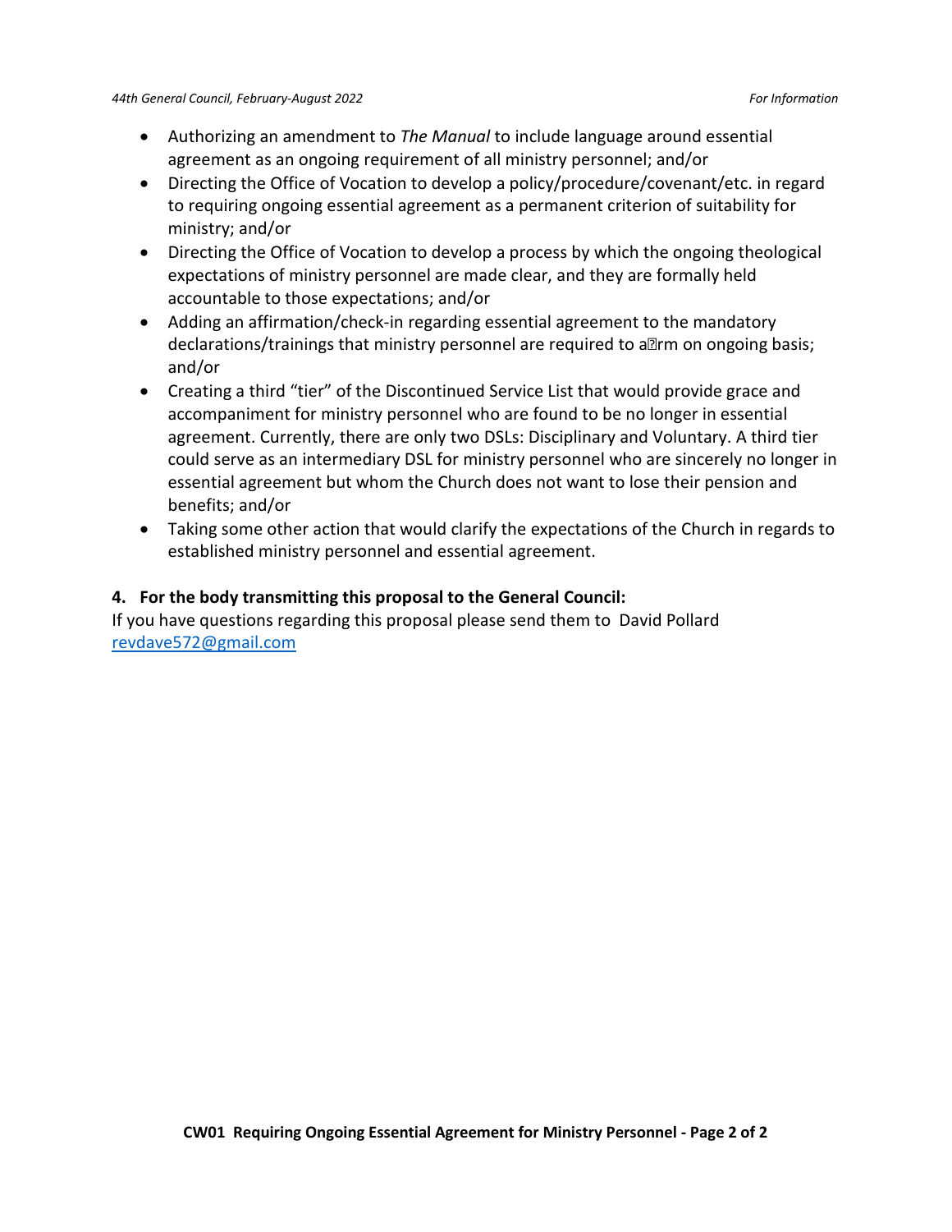- Authorizing an amendment to *The Manual* to include language around essential agreement as an ongoing requirement of all ministry personnel; and/or
- Directing the Office of Vocation to develop a policy/procedure/covenant/etc. in regard to requiring ongoing essential agreement as a permanent criterion of suitability for ministry; and/or
- Directing the Office of Vocation to develop a process by which the ongoing theological expectations of ministry personnel are made clear, and they are formally held accountable to those expectations; and/or
- Adding an affirmation/check-in regarding essential agreement to the mandatory declarations/trainings that ministry personnel are required to affirm on ongoing basis; and/or
- Creating a third "tier" of the Discontinued Service List that would provide grace and accompaniment for ministry personnel who are found to be no longer in essential agreement. Currently, there are only two DSLs: Disciplinary and Voluntary. A third tier could serve as an intermediary DSL for ministry personnel who are sincerely no longer in essential agreement but whom the Church does not want to lose their pension and benefits; and/or
- Taking some other action that would clarify the expectations of the Church in regards to established ministry personnel and essential agreement.

## 4. For the body transmitting this proposal to the General Council:

If you have questions regarding this proposal please send them to David Pollard [revdave572@gmail.com](mailto:revdave572@gmail.com)